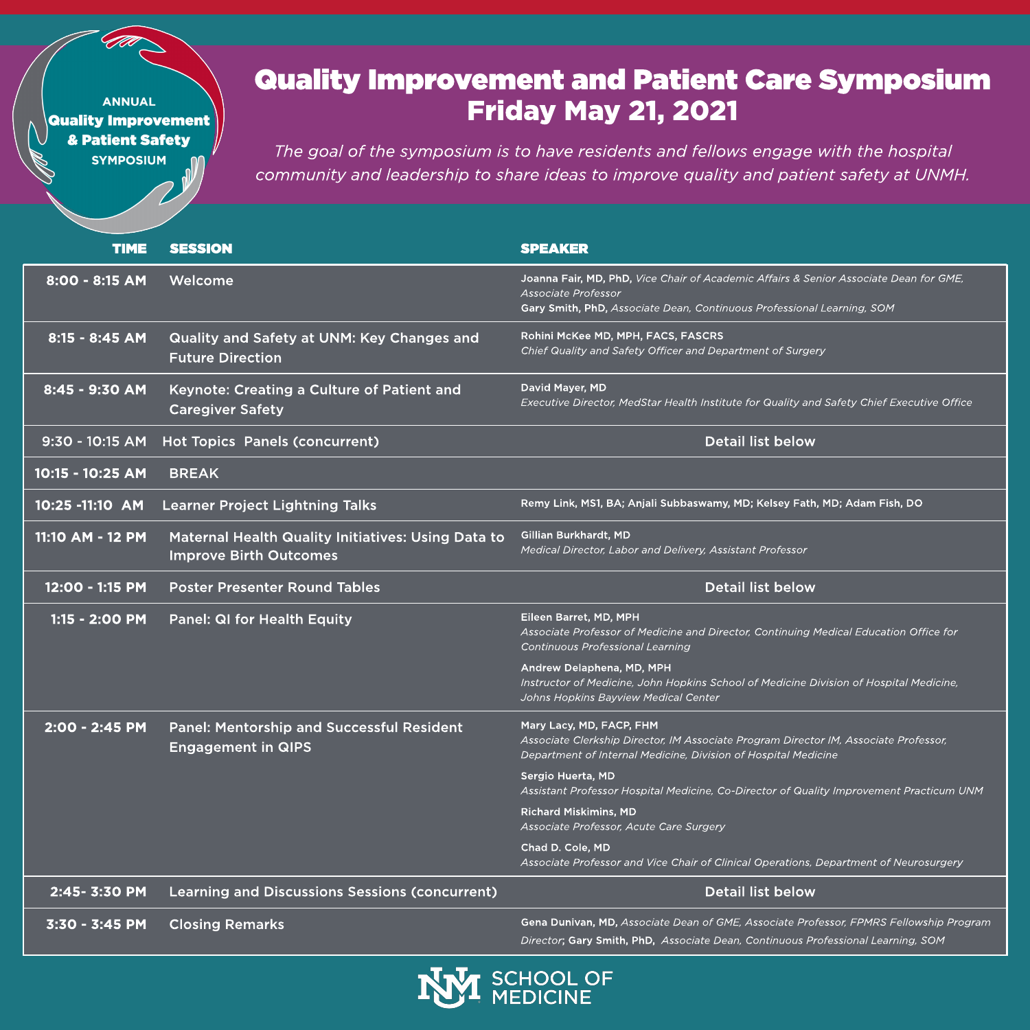ANNUAL **Quality Improvement & Patient Safety** SYMPOSIUM

# Quality Improvement and Patient Care Symposium
# Friday May 21, 2021

*The goal of the symposium is to have residents and fellows engage with the hospital community and leadership to share ideas to improve quality and patient safety at UNMH.*

| TIME | SESSION | SPEAKER |
|---|---|---|
| 8:00 - 8:15 AM | Welcome | **Joanna Fair, MD, PhD,** *Vice Chair of Academic Affairs & Senior Associate Dean for GME, Associate Professor*<br>**Gary Smith, PhD,** *Associate Dean, Continuous Professional Learning, SOM* |
| 8:15 - 8:45 AM | Quality and Safety at UNM: Key Changes and Future Direction | **Rohini McKee MD, MPH, FACS, FASCRS**<br>*Chief Quality and Safety Officer and Department of Surgery* |
| 8:45 - 9:30 AM | Keynote: Creating a Culture of Patient and Caregiver Safety | **David Mayer, MD**<br>*Executive Director, MedStar Health Institute for Quality and Safety Chief Executive Office* |
| 9:30 - 10:15 AM | Hot Topics Panels (concurrent) | Detail list below |
| 10:15 - 10:25 AM | BREAK | |
| 10:25 -11:10 AM | Learner Project Lightning Talks | **Remy Link, MS1, BA; Anjali Subbaswamy, MD; Kelsey Fath, MD; Adam Fish, DO** |
| 11:10 AM - 12 PM | Maternal Health Quality Initiatives: Using Data to Improve Birth Outcomes | **Gillian Burkhardt, MD**<br>*Medical Director, Labor and Delivery, Assistant Professor* |
| 12:00 - 1:15 PM | Poster Presenter Round Tables | Detail list below |
| 1:15 - 2:00 PM | Panel: QI for Health Equity | **Eileen Barret, MD, MPH**<br>*Associate Professor of Medicine and Director, Continuing Medical Education Office for Continuous Professional Learning*<br>**Andrew Delaphena, MD, MPH**<br>*Instructor of Medicine, John Hopkins School of Medicine Division of Hospital Medicine, Johns Hopkins Bayview Medical Center* |
| 2:00 - 2:45 PM | Panel: Mentorship and Successful Resident Engagement in QIPS | **Mary Lacy, MD, FACP, FHM**<br>*Associate Clerkship Director, IM Associate Program Director IM, Associate Professor, Department of Internal Medicine, Division of Hospital Medicine*<br>**Sergio Huerta, MD**<br>*Assistant Professor Hospital Medicine, Co-Director of Quality Improvement Practicum UNM*<br>**Richard Miskimins, MD**<br>*Associate Professor, Acute Care Surgery*<br>**Chad D. Cole, MD**<br>*Associate Professor and Vice Chair of Clinical Operations, Department of Neurosurgery* |
| 2:45- 3:30 PM | Learning and Discussions Sessions (concurrent) | Detail list below |
| 3:30 - 3:45 PM | Closing Remarks | **Gena Dunivan, MD,** *Associate Dean of GME, Associate Professor, FPMRS Fellowship Program Director*; **Gary Smith, PhD,** *Associate Dean, Continuous Professional Learning, SOM* |

UNM SCHOOL OF MEDICINE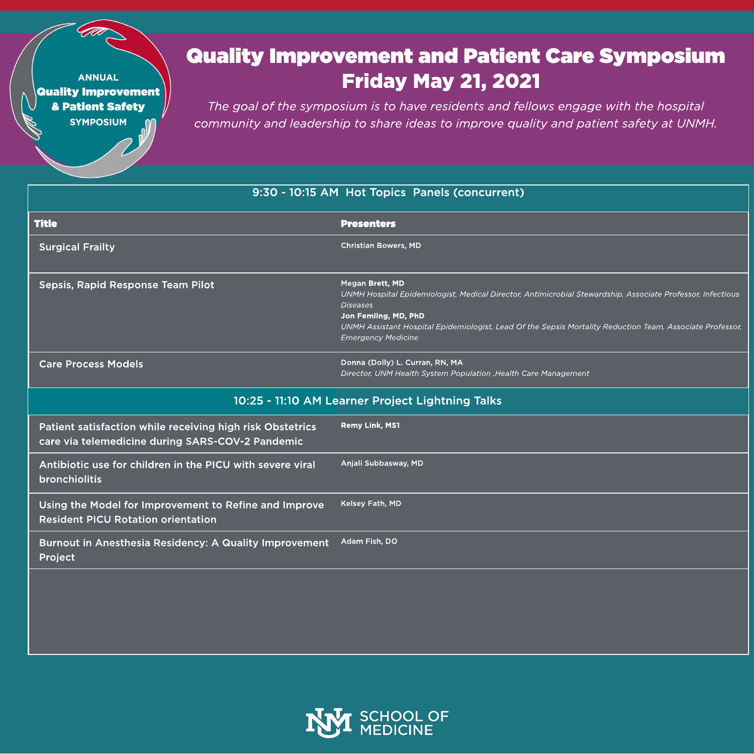ANNUAL
**Quality Improvement & Patient Safety**
SYMPOSIUM

# Quality Improvement and Patient Care Symposium
# Friday May 21, 2021

*The goal of the symposium is to have residents and fellows engage with the hospital community and leadership to share ideas to improve quality and patient safety at UNMH.*

| 9:30 - 10:15 AM Hot Topics Panels (concurrent) | |
|---|---|
| **Title** | **Presenters** |
| Surgical Frailty | Christian Bowers, MD |
| Sepsis, Rapid Response Team Pilot | **Megan Brett, MD**<br>*UNMH Hospital Epidemiologist, Medical Director, Antimicrobial Stewardship, Associate Professor, Infectious Diseases*<br>**Jon Femling, MD, PhD**<br>*UNMH Assistant Hospital Epidemiologist, Lead Of the Sepsis Mortality Reduction Team, Associate Professor, Emergency Medicine* |
| Care Process Models | **Donna (Dolly) L. Curran, RN, MA**<br>*Director, UNM Health System Population ,Health Care Management* |
| **10:25 - 11:10 AM Learner Project Lightning Talks** | |
| Patient satisfaction while receiving high risk Obstetrics care via telemedicine during SARS-COV-2 Pandemic | **Remy Link, MS1** |
| Antibiotic use for children in the PICU with severe viral bronchiolitis | Anjali Subbasway, MD |
| Using the Model for Improvement to Refine and Improve Resident PICU Rotation orientation | Kelsey Fath, MD |
| Burnout in Anesthesia Residency: A Quality Improvement Project | Adam Fish, DO |

UNM SCHOOL OF MEDICINE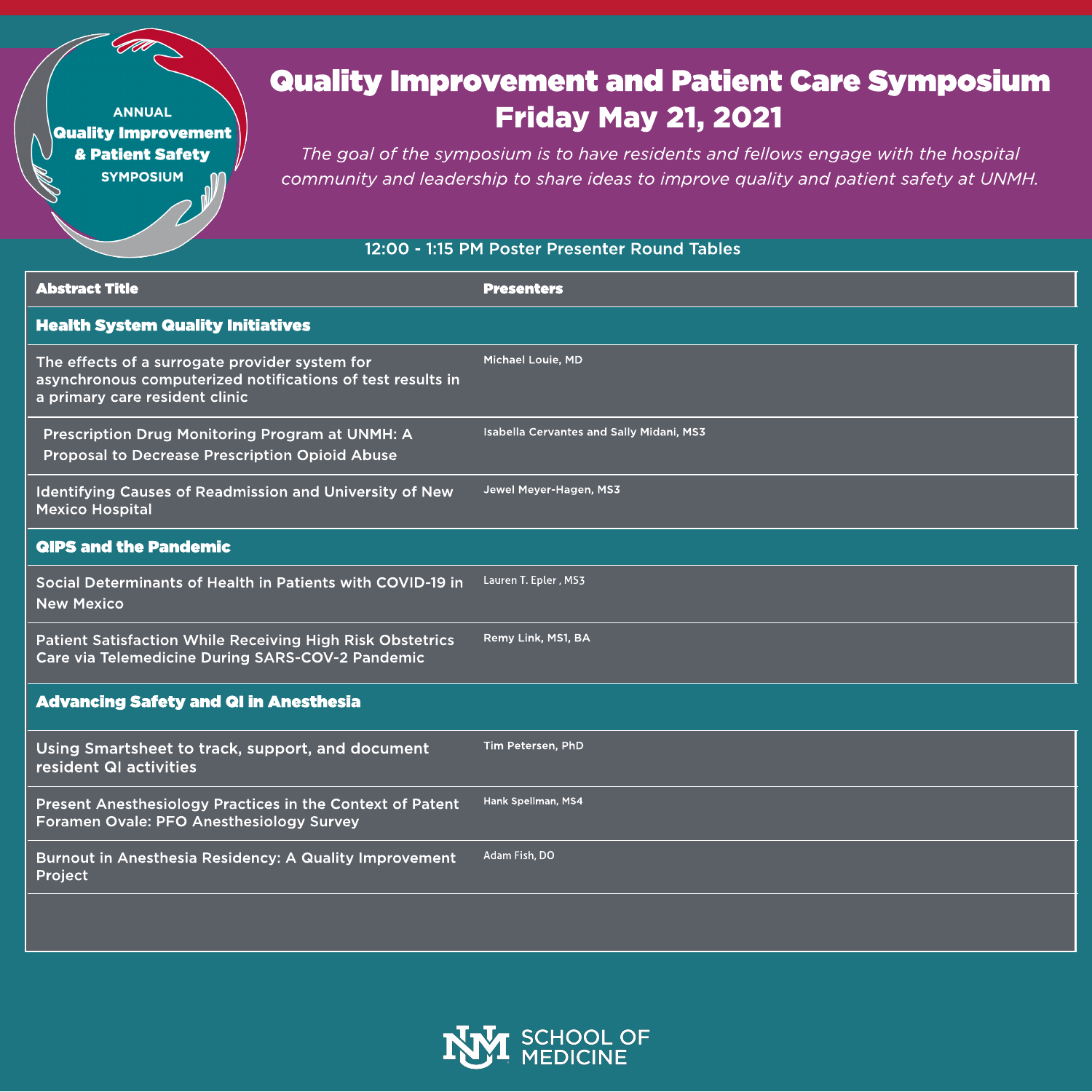ANNUAL
**Quality Improvement & Patient Safety**
SYMPOSIUM

# Quality Improvement and Patient Care Symposium
# Friday May 21, 2021

*The goal of the symposium is to have residents and fellows engage with the hospital community and leadership to share ideas to improve quality and patient safety at UNMH.*

## 12:00 - 1:15 PM Poster Presenter Round Tables

| Abstract Title | Presenters |
|---|---|
| **Health System Quality Initiatives** | |
| The effects of a surrogate provider system for asynchronous computerized notifications of test results in a primary care resident clinic | Michael Louie, MD |
| Prescription Drug Monitoring Program at UNMH: A Proposal to Decrease Prescription Opioid Abuse | Isabella Cervantes and Sally Midani, MS3 |
| Identifying Causes of Readmission and University of New Mexico Hospital | Jewel Meyer-Hagen, MS3 |
| **QIPS and the Pandemic** | |
| Social Determinants of Health in Patients with COVID-19 in New Mexico | Lauren T. Epler , MS3 |
| Patient Satisfaction While Receiving High Risk Obstetrics Care via Telemedicine During SARS-COV-2 Pandemic | Remy Link, MS1, BA |
| **Advancing Safety and QI in Anesthesia** | |
| Using Smartsheet to track, support, and document resident QI activities | Tim Petersen, PhD |
| Present Anesthesiology Practices in the Context of Patent Foramen Ovale: PFO Anesthesiology Survey | Hank Spellman, MS4 |
| Burnout in Anesthesia Residency: A Quality Improvement Project | Adam Fish, DO |

UNM SCHOOL OF MEDICINE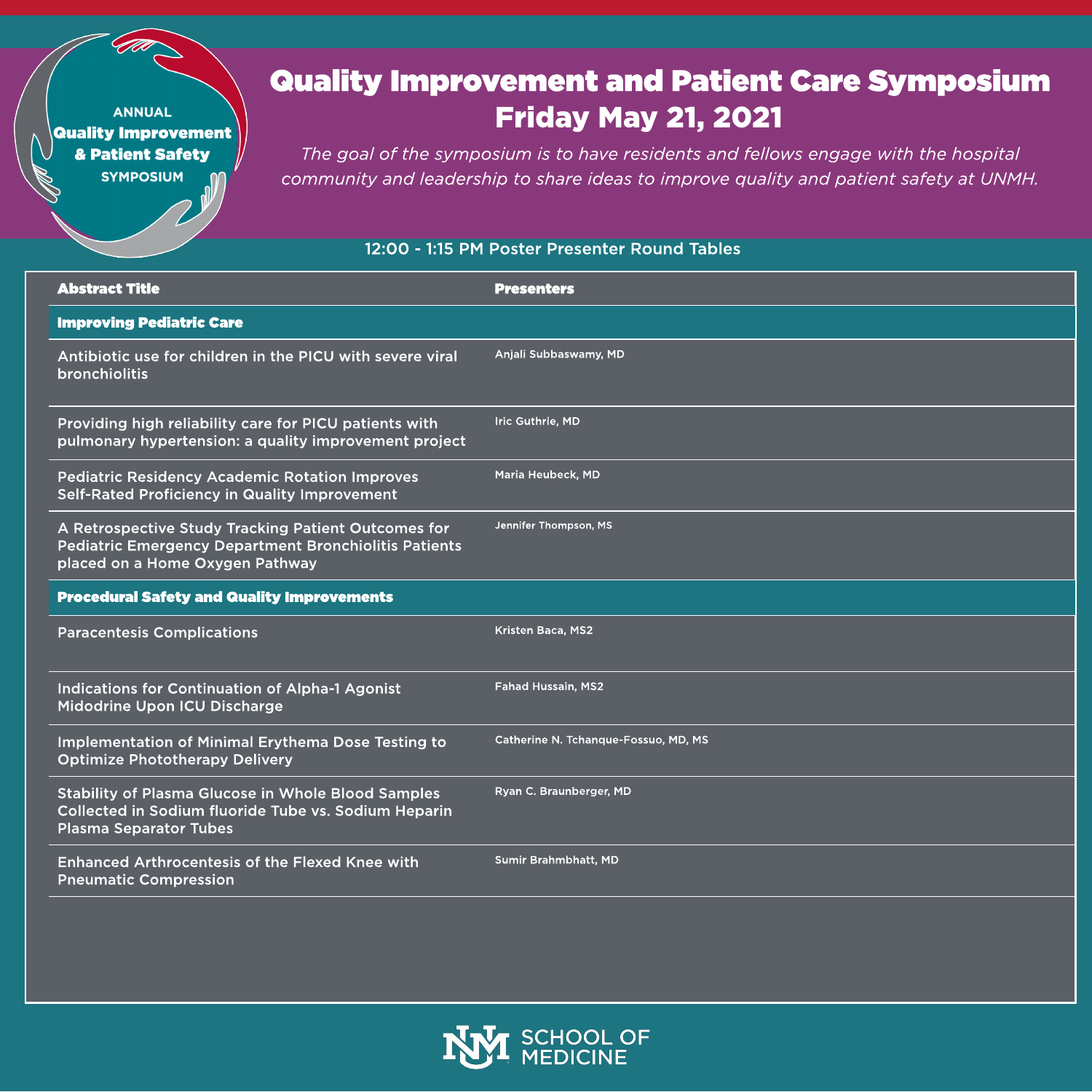ANNUAL
**Quality Improvement & Patient Safety**
SYMPOSIUM

# Quality Improvement and Patient Care Symposium
# Friday May 21, 2021

*The goal of the symposium is to have residents and fellows engage with the hospital community and leadership to share ideas to improve quality and patient safety at UNMH.*

## 12:00 - 1:15 PM Poster Presenter Round Tables

| Abstract Title | Presenters |
|---|---|
| **Improving Pediatric Care** | |
| Antibiotic use for children in the PICU with severe viral bronchiolitis | Anjali Subbaswamy, MD |
| Providing high reliability care for PICU patients with pulmonary hypertension: a quality improvement project | Iric Guthrie, MD |
| Pediatric Residency Academic Rotation Improves Self-Rated Proficiency in Quality Improvement | Maria Heubeck, MD |
| A Retrospective Study Tracking Patient Outcomes for Pediatric Emergency Department Bronchiolitis Patients placed on a Home Oxygen Pathway | Jennifer Thompson, MS |
| **Procedural Safety and Quality Improvements** | |
| Paracentesis Complications | Kristen Baca, MS2 |
| Indications for Continuation of Alpha-1 Agonist Midodrine Upon ICU Discharge | Fahad Hussain, MS2 |
| Implementation of Minimal Erythema Dose Testing to Optimize Phototherapy Delivery | Catherine N. Tchanque-Fossuo, MD, MS |
| Stability of Plasma Glucose in Whole Blood Samples Collected in Sodium fluoride Tube vs. Sodium Heparin Plasma Separator Tubes | Ryan C. Braunberger, MD |
| Enhanced Arthrocentesis of the Flexed Knee with Pneumatic Compression | Sumir Brahmbhatt, MD |

UNM SCHOOL OF MEDICINE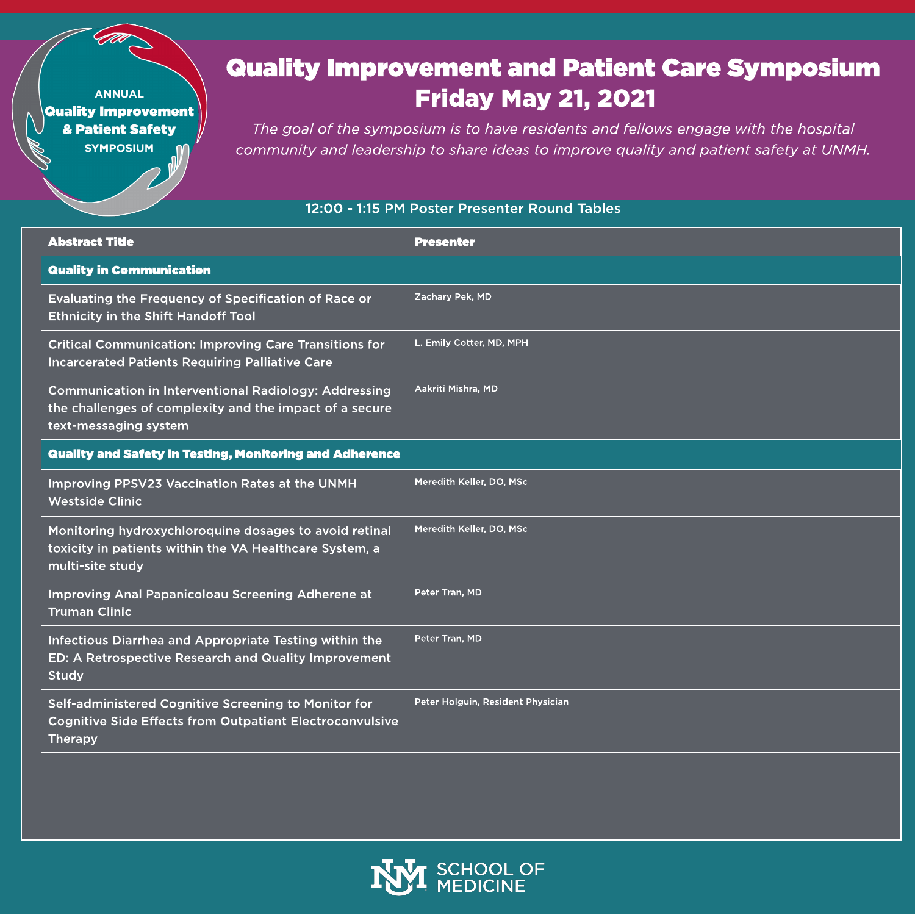ANNUAL
**Quality Improvement & Patient Safety**
SYMPOSIUM

# Quality Improvement and Patient Care Symposium
# Friday May 21, 2021

*The goal of the symposium is to have residents and fellows engage with the hospital community and leadership to share ideas to improve quality and patient safety at UNMH.*

## 12:00 - 1:15 PM Poster Presenter Round Tables

| Abstract Title | Presenter |
|---|---|
| **Quality in Communication** | |
| Evaluating the Frequency of Specification of Race or Ethnicity in the Shift Handoff Tool | Zachary Pek, MD |
| Critical Communication: Improving Care Transitions for Incarcerated Patients Requiring Palliative Care | L. Emily Cotter, MD, MPH |
| Communication in Interventional Radiology: Addressing the challenges of complexity and the impact of a secure text-messaging system | Aakriti Mishra, MD |
| **Quality and Safety in Testing, Monitoring and Adherence** | |
| Improving PPSV23 Vaccination Rates at the UNMH Westside Clinic | Meredith Keller, DO, MSc |
| Monitoring hydroxychloroquine dosages to avoid retinal toxicity in patients within the VA Healthcare System, a multi-site study | Meredith Keller, DO, MSc |
| Improving Anal Papanicoloau Screening Adherene at Truman Clinic | Peter Tran, MD |
| Infectious Diarrhea and Appropriate Testing within the ED: A Retrospective Research and Quality Improvement Study | Peter Tran, MD |
| Self-administered Cognitive Screening to Monitor for Cognitive Side Effects from Outpatient Electroconvulsive Therapy | Peter Holguin, Resident Physician |

SCHOOL OF MEDICINE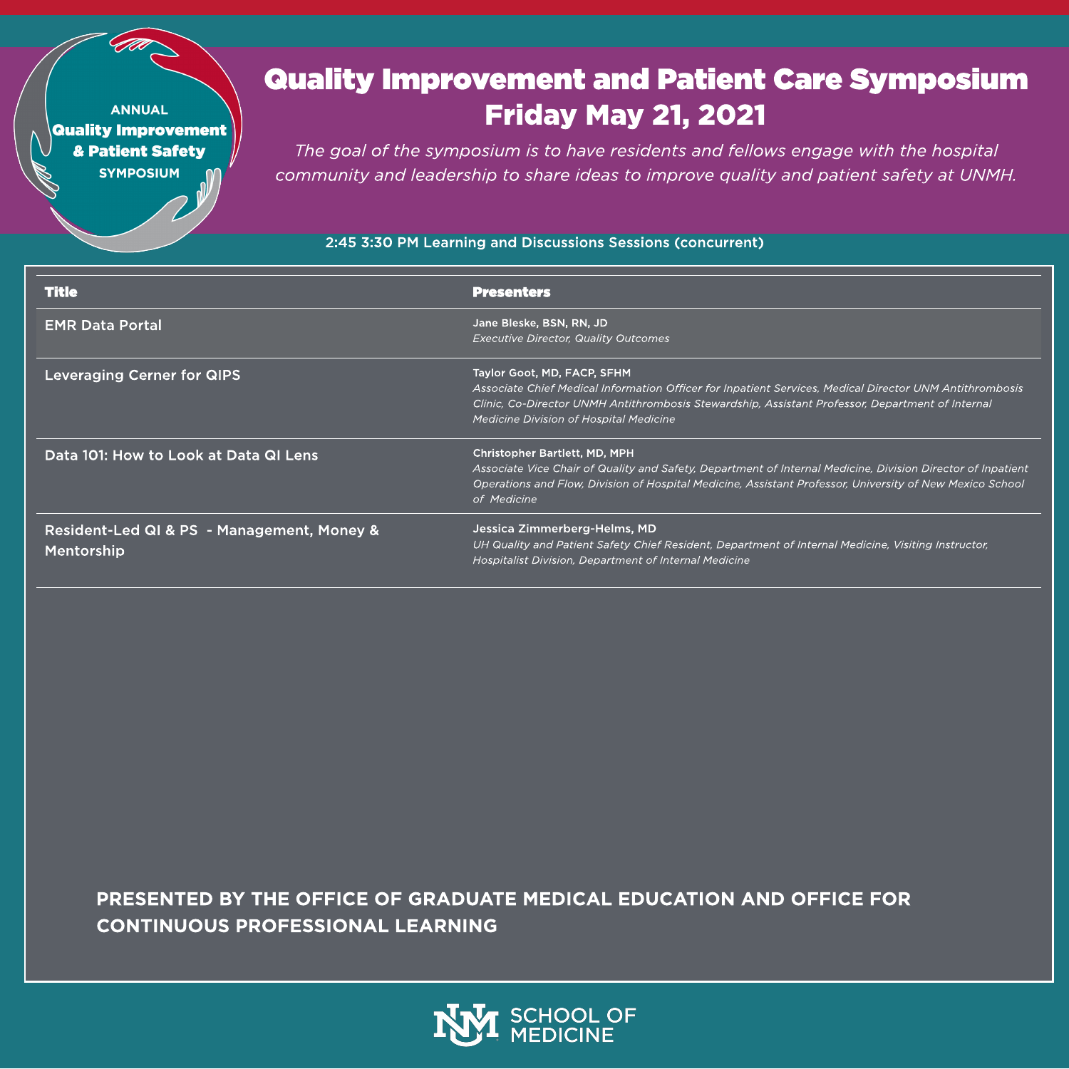ANNUAL
**Quality Improvement & Patient Safety**
SYMPOSIUM

# Quality Improvement and Patient Care Symposium
# Friday May 21, 2021

*The goal of the symposium is to have residents and fellows engage with the hospital community and leadership to share ideas to improve quality and patient safety at UNMH.*

2:45 3:30 PM Learning and Discussions Sessions (concurrent)

| Title | Presenters |
|---|---|
| EMR Data Portal | **Jane Bleske, BSN, RN, JD**<br>*Executive Director, Quality Outcomes* |
| Leveraging Cerner for QIPS | **Taylor Goot, MD, FACP, SFHM**<br>*Associate Chief Medical Information Officer for Inpatient Services, Medical Director UNM Antithrombosis Clinic, Co-Director UNMH Antithrombosis Stewardship, Assistant Professor, Department of Internal Medicine Division of Hospital Medicine* |
| Data 101: How to Look at Data QI Lens | **Christopher Bartlett, MD, MPH**<br>*Associate Vice Chair of Quality and Safety, Department of Internal Medicine, Division Director of Inpatient Operations and Flow, Division of Hospital Medicine, Assistant Professor, University of New Mexico School of Medicine* |
| Resident-Led QI & PS - Management, Money & Mentorship | **Jessica Zimmerberg-Helms, MD**<br>*UH Quality and Patient Safety Chief Resident, Department of Internal Medicine, Visiting Instructor, Hospitalist Division, Department of Internal Medicine* |

**PRESENTED BY THE OFFICE OF GRADUATE MEDICAL EDUCATION AND OFFICE FOR CONTINUOUS PROFESSIONAL LEARNING**

SCHOOL OF MEDICINE